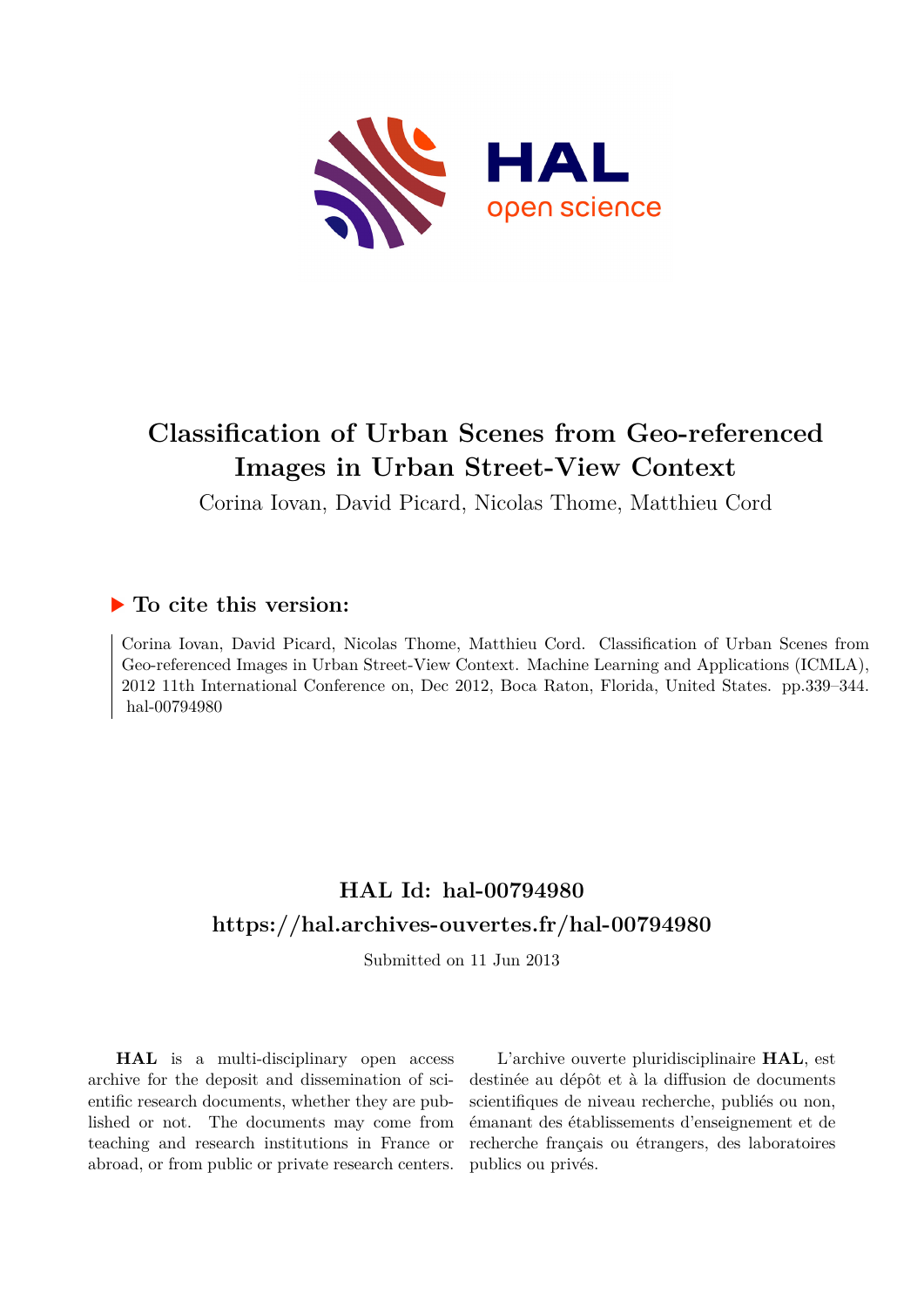# Classification of Urban Scenes from Geo-referenced Images in Urban Street-View Context

Corina Iovan, David Picard, Nicolas Thome, Matthieu Cord

## ▶ To cite this version:

Corina Iovan, David Picard, Nicolas Thome, Matthieu Cord. Classification of Urban Scenes from Geo-referenced Images in Urban Street-View Context. Machine Learning and Applications (ICMLA), 2012 11th International Conference on, Dec 2012, Boca Raton, Florida, United States. pp.339–344. hal-00794980

## HAL Id: hal-00794980

## https://hal.archives-ouvertes.fr/hal-00794980

Submitted on 11 Jun 2013

**HAL** is a multi-disciplinary open access archive for the deposit and dissemination of scientific research documents, whether they are published or not. The documents may come from teaching and research institutions in France or abroad, or from public or private research centers.

L'archive ouverte pluridisciplinaire **HAL**, est destinée au dépôt et à la diffusion de documents scientifiques de niveau recherche, publiés ou non, émanant des établissements d'enseignement et de recherche français ou étrangers, des laboratoires publics ou privés.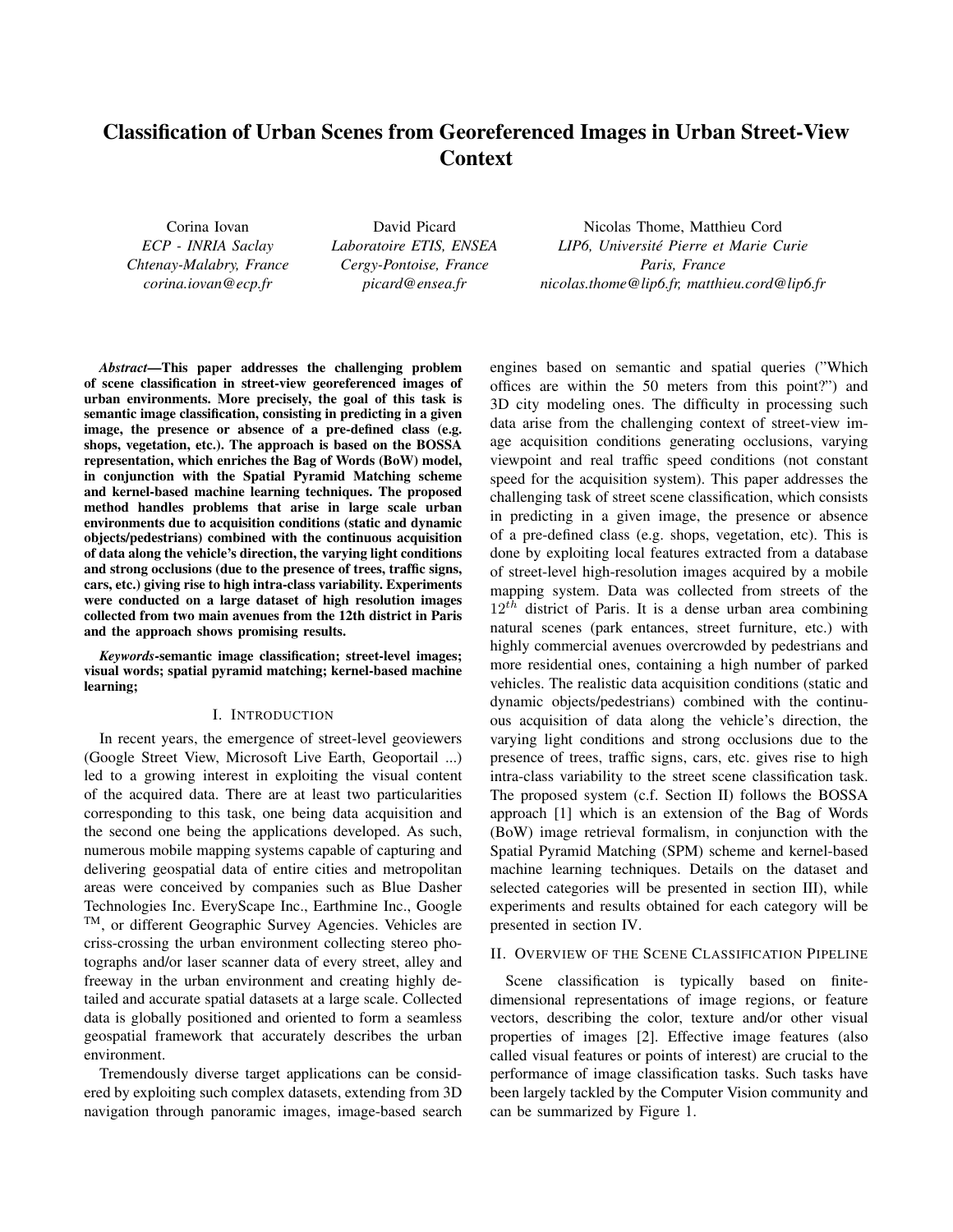# Classification of Urban Scenes from Georeferenced Images in Urban Street-View Context

Corina Iovan
*ECP - INRIA Saclay*
*Chtenay-Malabry, France*
*corina.iovan@ecp.fr*

David Picard
*Laboratoire ETIS, ENSEA*
*Cergy-Pontoise, France*
*picard@ensea.fr*

Nicolas Thome, Matthieu Cord
*LIP6, Université Pierre et Marie Curie*
*Paris, France*
*nicolas.thome@lip6.fr, matthieu.cord@lip6.fr*

***Abstract*—This paper addresses the challenging problem of scene classification in street-view georeferenced images of urban environments. More precisely, the goal of this task is semantic image classification, consisting in predicting in a given image, the presence or absence of a pre-defined class (e.g. shops, vegetation, etc.). The approach is based on the BOSSA representation, which enriches the Bag of Words (BoW) model, in conjunction with the Spatial Pyramid Matching scheme and kernel-based machine learning techniques. The proposed method handles problems that arise in large scale urban environments due to acquisition conditions (static and dynamic objects/pedestrians) combined with the continuous acquisition of data along the vehicle's direction, the varying light conditions and strong occlusions (due to the presence of trees, traffic signs, cars, etc.) giving rise to high intra-class variability. Experiments were conducted on a large dataset of high resolution images collected from two main avenues from the 12th district in Paris and the approach shows promising results.**

***Keywords*-semantic image classification; street-level images; visual words; spatial pyramid matching; kernel-based machine learning;**

## I. Introduction

In recent years, the emergence of street-level geoviewers (Google Street View, Microsoft Live Earth, Geoportail ...) led to a growing interest in exploiting the visual content of the acquired data. There are at least two particularities corresponding to this task, one being data acquisition and the second one being the applications developed. As such, numerous mobile mapping systems capable of capturing and delivering geospatial data of entire cities and metropolitan areas were conceived by companies such as Blue Dasher Technologies Inc. EveryScape Inc., Earthmine Inc., Google TM, or different Geographic Survey Agencies. Vehicles are criss-crossing the urban environment collecting stereo photographs and/or laser scanner data of every street, alley and freeway in the urban environment and creating highly detailed and accurate spatial datasets at a large scale. Collected data is globally positioned and oriented to form a seamless geospatial framework that accurately describes the urban environment.

Tremendously diverse target applications can be considered by exploiting such complex datasets, extending from 3D navigation through panoramic images, image-based search engines based on semantic and spatial queries ("Which offices are within the 50 meters from this point?") and 3D city modeling ones. The difficulty in processing such data arise from the challenging context of street-view image acquisition conditions generating occlusions, varying viewpoint and real traffic speed conditions (not constant speed for the acquisition system). This paper addresses the challenging task of street scene classification, which consists in predicting in a given image, the presence or absence of a pre-defined class (e.g. shops, vegetation, etc). This is done by exploiting local features extracted from a database of street-level high-resolution images acquired by a mobile mapping system. Data was collected from streets of the $12^{th}$ district of Paris. It is a dense urban area combining natural scenes (park entances, street furniture, etc.) with highly commercial avenues overcrowded by pedestrians and more residential ones, containing a high number of parked vehicles. The realistic data acquisition conditions (static and dynamic objects/pedestrians) combined with the continuous acquisition of data along the vehicle's direction, the varying light conditions and strong occlusions due to the presence of trees, traffic signs, cars, etc. gives rise to high intra-class variability to the street scene classification task. The proposed system (c.f. Section II) follows the BOSSA approach [1] which is an extension of the Bag of Words (BoW) image retrieval formalism, in conjunction with the Spatial Pyramid Matching (SPM) scheme and kernel-based machine learning techniques. Details on the dataset and selected categories will be presented in section III), while experiments and results obtained for each category will be presented in section IV.

## II. Overview of the Scene Classification Pipeline

Scene classification is typically based on finite-dimensional representations of image regions, or feature vectors, describing the color, texture and/or other visual properties of images [2]. Effective image features (also called visual features or points of interest) are crucial to the performance of image classification tasks. Such tasks have been largely tackled by the Computer Vision community and can be summarized by Figure 1.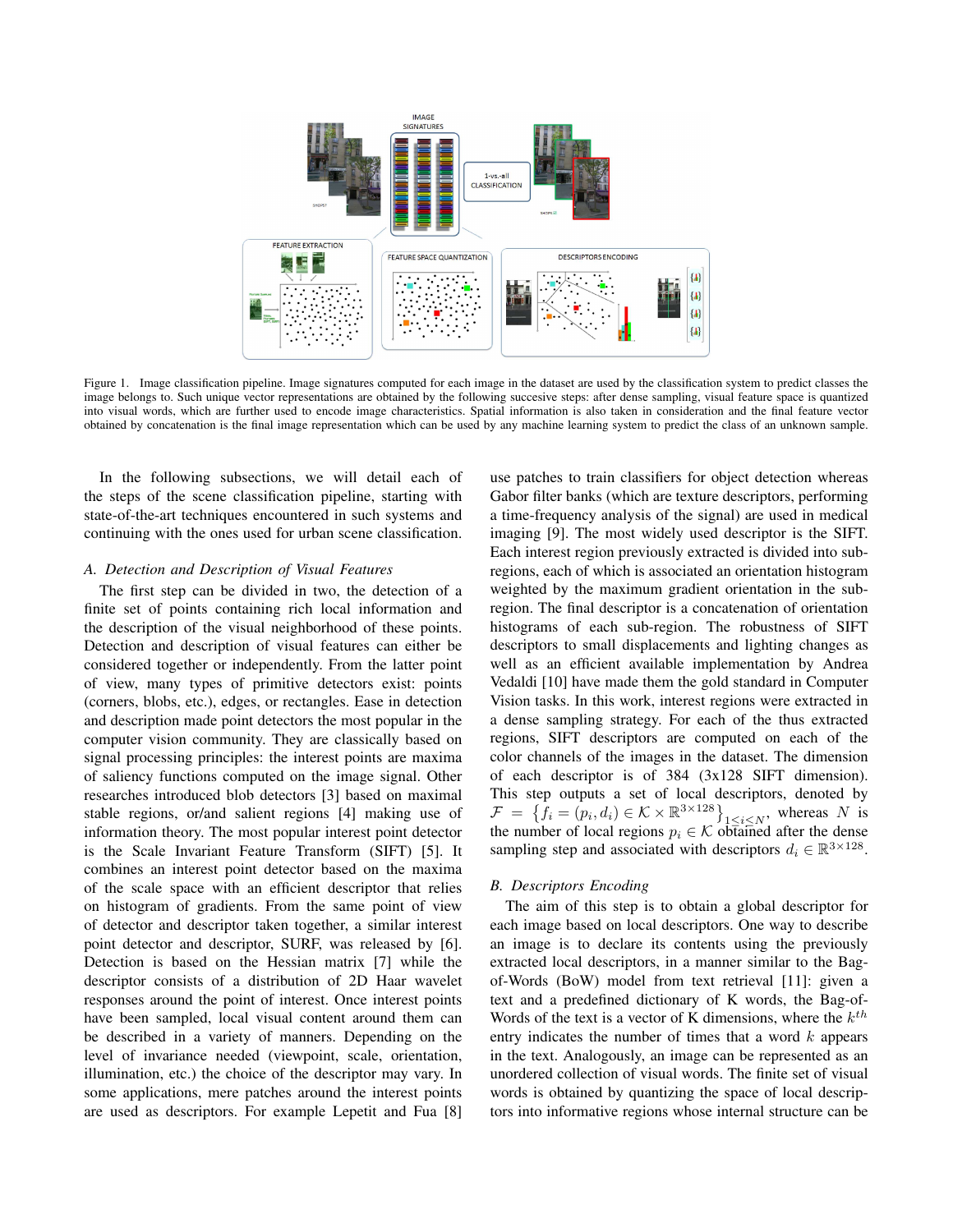Figure 1. Image classification pipeline. Image signatures computed for each image in the dataset are used by the classification system to predict classes the image belongs to. Such unique vector representations are obtained by the following succesive steps: after dense sampling, visual feature space is quantized into visual words, which are further used to encode image characteristics. Spatial information is also taken in consideration and the final feature vector obtained by concatenation is the final image representation which can be used by any machine learning system to predict the class of an unknown sample.

In the following subsections, we will detail each of the steps of the scene classification pipeline, starting with state-of-the-art techniques encountered in such systems and continuing with the ones used for urban scene classification.

### *A. Detection and Description of Visual Features*

The first step can be divided in two, the detection of a finite set of points containing rich local information and the description of the visual neighborhood of these points. Detection and description of visual features can either be considered together or independently. From the latter point of view, many types of primitive detectors exist: points (corners, blobs, etc.), edges, or rectangles. Ease in detection and description made point detectors the most popular in the computer vision community. They are classically based on signal processing principles: the interest points are maxima of saliency functions computed on the image signal. Other researches introduced blob detectors [3] based on maximal stable regions, or/and salient regions [4] making use of information theory. The most popular interest point detector is the Scale Invariant Feature Transform (SIFT) [5]. It combines an interest point detector based on the maxima of the scale space with an efficient descriptor that relies on histogram of gradients. From the same point of view of detector and descriptor taken together, a similar interest point detector and descriptor, SURF, was released by [6]. Detection is based on the Hessian matrix [7] while the descriptor consists of a distribution of 2D Haar wavelet responses around the point of interest. Once interest points have been sampled, local visual content around them can be described in a variety of manners. Depending on the level of invariance needed (viewpoint, scale, orientation, illumination, etc.) the choice of the descriptor may vary. In some applications, mere patches around the interest points are used as descriptors. For example Lepetit and Fua [8] use patches to train classifiers for object detection whereas Gabor filter banks (which are texture descriptors, performing a time-frequency analysis of the signal) are used in medical imaging [9]. The most widely used descriptor is the SIFT. Each interest region previously extracted is divided into sub-regions, each of which is associated an orientation histogram weighted by the maximum gradient orientation in the sub-region. The final descriptor is a concatenation of orientation histograms of each sub-region. The robustness of SIFT descriptors to small displacements and lighting changes as well as an efficient available implementation by Andrea Vedaldi [10] have made them the gold standard in Computer Vision tasks. In this work, interest regions were extracted in a dense sampling strategy. For each of the thus extracted regions, SIFT descriptors are computed on each of the color channels of the images in the dataset. The dimension of each descriptor is of 384 (3x128 SIFT dimension). This step outputs a set of local descriptors, denoted by $\mathcal{F} = \left\{ f_i = (p_i, d_i) \in \mathcal{K} \times \mathbb{R}^{3\times128} \right\}_{1\leq i\leq N}$, whereas $N$ is the number of local regions $p_i \in \mathcal{K}$ obtained after the dense sampling step and associated with descriptors $d_i \in \mathbb{R}^{3\times128}$.

### *B. Descriptors Encoding*

The aim of this step is to obtain a global descriptor for each image based on local descriptors. One way to describe an image is to declare its contents using the previously extracted local descriptors, in a manner similar to the Bag-of-Words (BoW) model from text retrieval [11]: given a text and a predefined dictionary of K words, the Bag-of-Words of the text is a vector of K dimensions, where the $k^{th}$ entry indicates the number of times that a word $k$ appears in the text. Analogously, an image can be represented as an unordered collection of visual words. The finite set of visual words is obtained by quantizing the space of local descriptors into informative regions whose internal structure can be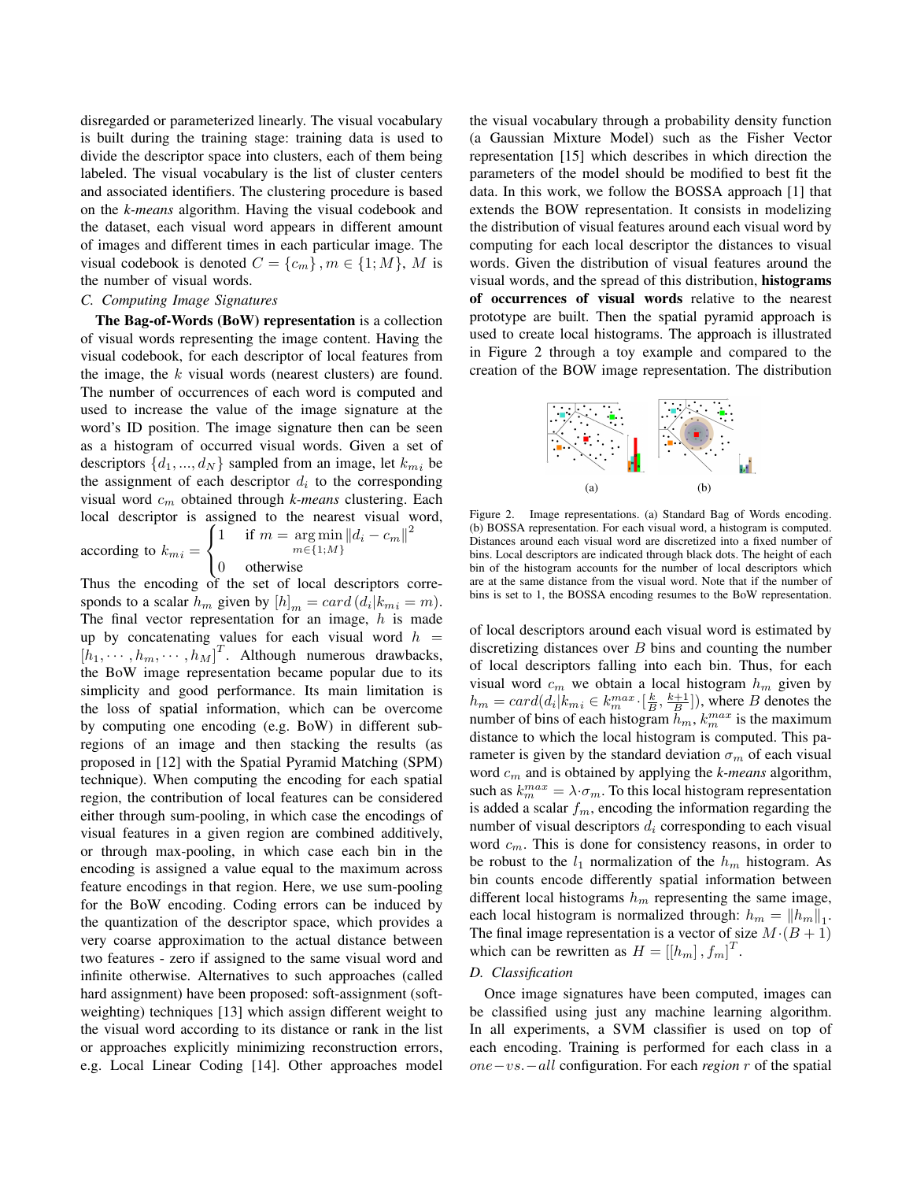disregarded or parameterized linearly. The visual vocabulary is built during the training stage: training data is used to divide the descriptor space into clusters, each of them being labeled. The visual vocabulary is the list of cluster centers and associated identifiers. The clustering procedure is based on the *k-means* algorithm. Having the visual codebook and the dataset, each visual word appears in different amount of images and different times in each particular image. The visual codebook is denoted $C = \{c_m\}, m \in \{1; M\}$, $M$ is the number of visual words.

### C. Computing Image Signatures

**The Bag-of-Words (BoW) representation** is a collection of visual words representing the image content. Having the visual codebook, for each descriptor of local features from the image, the $k$ visual words (nearest clusters) are found. The number of occurrences of each word is computed and used to increase the value of the image signature at the word's ID position. The image signature then can be seen as a histogram of occurred visual words. Given a set of descriptors $\{d_1, ..., d_N\}$ sampled from an image, let $k_{mi}$ be the assignment of each descriptor $d_i$ to the corresponding visual word $c_m$ obtained through *k-means* clustering. Each local descriptor is assigned to the nearest visual word, according to $k_{mi} = \begin{cases} 1 & \text{if } m = \underset{m \in \{1;M\}}{\arg\min} \|d_i - c_m\|^2 \\ 0 & \text{otherwise} \end{cases}$

Thus the encoding of the set of local descriptors corresponds to a scalar $h_m$ given by $[h]_m = card\left(d_i | k_{mi} = m\right)$. The final vector representation for an image, $h$ is made up by concatenating values for each visual word $h = [h_1, \cdots, h_m, \cdots, h_M]^T$. Although numerous drawbacks, the BoW image representation became popular due to its simplicity and good performance. Its main limitation is the loss of spatial information, which can be overcome by computing one encoding (e.g. BoW) in different subregions of an image and then stacking the results (as proposed in [12] with the Spatial Pyramid Matching (SPM) technique). When computing the encoding for each spatial region, the contribution of local features can be considered either through sum-pooling, in which case the encodings of visual features in a given region are combined additively, or through max-pooling, in which case each bin in the encoding is assigned a value equal to the maximum across feature encodings in that region. Here, we use sum-pooling for the BoW encoding. Coding errors can be induced by the quantization of the descriptor space, which provides a very coarse approximation to the actual distance between two features - zero if assigned to the same visual word and infinite otherwise. Alternatives to such approaches (called hard assignment) have been proposed: soft-assignment (soft-weighting) techniques [13] which assign different weight to the visual word according to its distance or rank in the list or approaches explicitly minimizing reconstruction errors, e.g. Local Linear Coding [14]. Other approaches model the visual vocabulary through a probability density function (a Gaussian Mixture Model) such as the Fisher Vector representation [15] which describes in which direction the parameters of the model should be modified to best fit the data. In this work, we follow the BOSSA approach [1] that extends the BOW representation. It consists in modelizing the distribution of visual features around each visual word by computing for each local descriptor the distances to visual words. Given the distribution of visual features around the visual words, and the spread of this distribution, **histograms of occurrences of visual words** relative to the nearest prototype are built. Then the spatial pyramid approach is used to create local histograms. The approach is illustrated in Figure 2 through a toy example and compared to the creation of the BOW image representation. The distribution

(a) (b)

Figure 2. Image representations. (a) Standard Bag of Words encoding. (b) BOSSA representation. For each visual word, a histogram is computed. Distances around each visual word are discretized into a fixed number of bins. Local descriptors are indicated through black dots. The height of each bin of the histogram accounts for the number of local descriptors which are at the same distance from the visual word. Note that if the number of bins is set to 1, the BOSSA encoding resumes to the BoW representation.

of local descriptors around each visual word is estimated by discretizing distances over $B$ bins and counting the number of local descriptors falling into each bin. Thus, for each visual word $c_m$ we obtain a local histogram $h_m$ given by $h_m = card(d_i | k_{mi} \in k_m^{max} \cdot [\frac{k}{B}, \frac{k+1}{B}])$, where $B$ denotes the number of bins of each histogram $h_m$, $k_m^{max}$ is the maximum distance to which the local histogram is computed. This parameter is given by the standard deviation $\sigma_m$ of each visual word $c_m$ and is obtained by applying the *k-means* algorithm, such as $k_m^{max} = \lambda \cdot \sigma_m$. To this local histogram representation is added a scalar $f_m$, encoding the information regarding the number of visual descriptors $d_i$ corresponding to each visual word $c_m$. This is done for consistency reasons, in order to be robust to the $l_1$ normalization of the $h_m$ histogram. As bin counts encode differently spatial information between different local histograms $h_m$ representing the same image, each local histogram is normalized through: $h_m = \|h_m\|_1$. The final image representation is a vector of size $M \cdot (B + 1)$ which can be rewritten as $H = [[h_m], f_m]^T$.

### D. Classification

Once image signatures have been computed, images can be classified using just any machine learning algorithm. In all experiments, a SVM classifier is used on top of each encoding. Training is performed for each class in a $one-vs.-all$ configuration. For each *region* $r$ of the spatial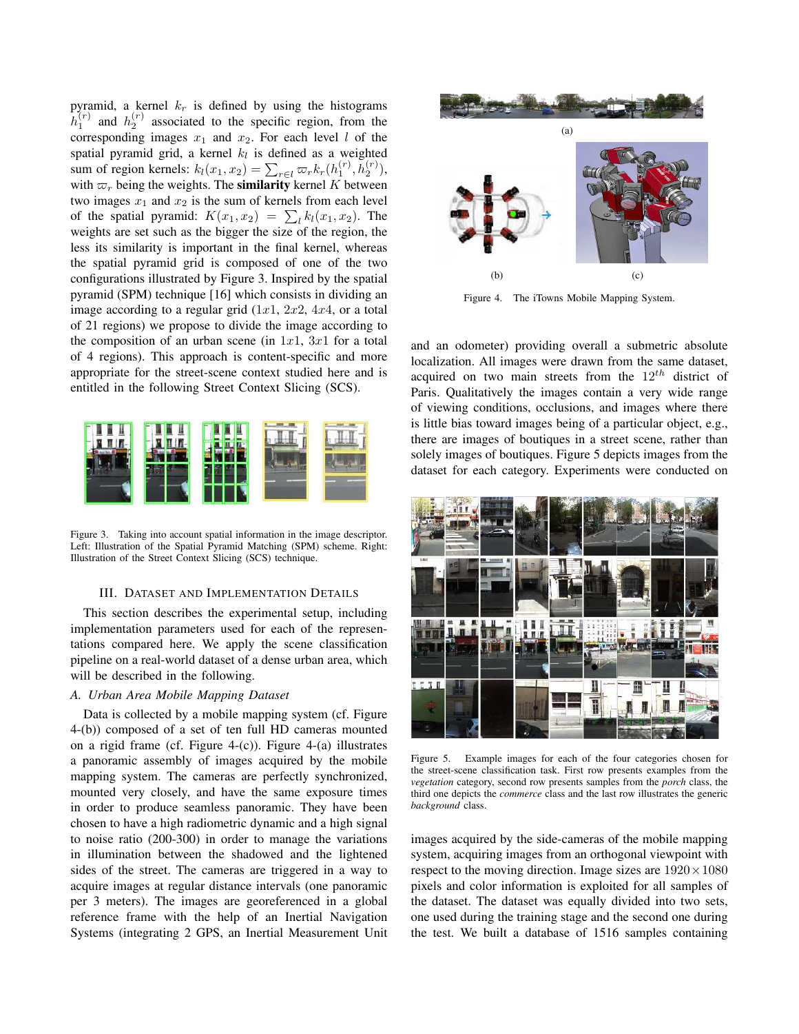pyramid, a kernel $k_r$ is defined by using the histograms $h_1^{(r)}$ and $h_2^{(r)}$ associated to the specific region, from the corresponding images $x_1$ and $x_2$. For each level $l$ of the spatial pyramid grid, a kernel $k_l$ is defined as a weighted sum of region kernels: $k_l(x_1, x_2) = \sum_{r \in l} \varpi_r k_r(h_1^{(r)}, h_2^{(r)})$, with $\varpi_r$ being the weights. The **similarity** kernel $K$ between two images $x_1$ and $x_2$ is the sum of kernels from each level of the spatial pyramid: $K(x_1, x_2) = \sum_l k_l(x_1, x_2)$. The weights are set such as the bigger the size of the region, the less its similarity is important in the final kernel, whereas the spatial pyramid grid is composed of one of the two configurations illustrated by Figure 3. Inspired by the spatial pyramid (SPM) technique [16] which consists in dividing an image according to a regular grid ($1x1$, $2x2$, $4x4$, or a total of 21 regions) we propose to divide the image according to the composition of an urban scene (in $1x1$, $3x1$ for a total of 4 regions). This approach is content-specific and more appropriate for the street-scene context studied here and is entitled in the following Street Context Slicing (SCS).

Figure 3. Taking into account spatial information in the image descriptor. Left: Illustration of the Spatial Pyramid Matching (SPM) scheme. Right: Illustration of the Street Context Slicing (SCS) technique.

## III. Dataset and Implementation Details

This section describes the experimental setup, including implementation parameters used for each of the representations compared here. We apply the scene classification pipeline on a real-world dataset of a dense urban area, which will be described in the following.

### A. Urban Area Mobile Mapping Dataset

Data is collected by a mobile mapping system (cf. Figure 4-(b)) composed of a set of ten full HD cameras mounted on a rigid frame (cf. Figure 4-(c)). Figure 4-(a) illustrates a panoramic assembly of images acquired by the mobile mapping system. The cameras are perfectly synchronized, mounted very closely, and have the same exposure times in order to produce seamless panoramic. They have been chosen to have a high radiometric dynamic and a high signal to noise ratio (200-300) in order to manage the variations in illumination between the shadowed and the lightened sides of the street. The cameras are triggered in a way to acquire images at regular distance intervals (one panoramic per 3 meters). The images are georeferenced in a global reference frame with the help of an Inertial Navigation Systems (integrating 2 GPS, an Inertial Measurement Unit and an odometer) providing overall a submetric absolute localization. All images were drawn from the same dataset, acquired on two main streets from the $12^{th}$ district of Paris. Qualitatively the images contain a very wide range of viewing conditions, occlusions, and images where there is little bias toward images being of a particular object, e.g., there are images of boutiques in a street scene, rather than solely images of boutiques. Figure 5 depicts images from the dataset for each category. Experiments were conducted on images acquired by the side-cameras of the mobile mapping system, acquiring images from an orthogonal viewpoint with respect to the moving direction. Image sizes are $1920 \times 1080$ pixels and color information is exploited for all samples of the dataset. The dataset was equally divided into two sets, one used during the training stage and the second one during the test. We built a database of 1516 samples containing

Figure 4. The iTowns Mobile Mapping System.

Figure 5. Example images for each of the four categories chosen for the street-scene classification task. First row presents examples from the *vegetation* category, second row presents samples from the *porch* class, the third one depicts the *commerce* class and the last row illustrates the generic *background* class.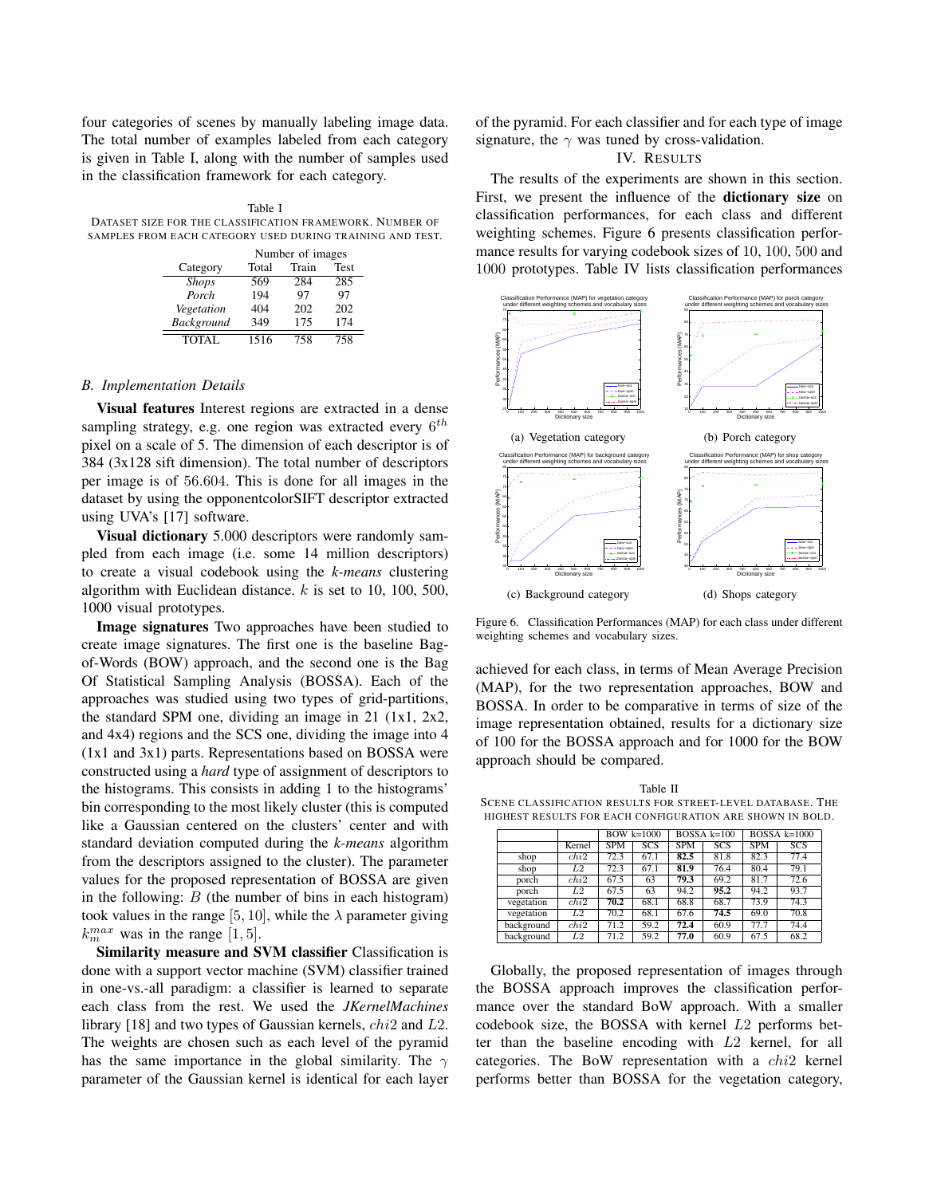four categories of scenes by manually labeling image data. The total number of examples labeled from each category is given in Table I, along with the number of samples used in the classification framework for each category.

Table I
DATASET SIZE FOR THE CLASSIFICATION FRAMEWORK. NUMBER OF SAMPLES FROM EACH CATEGORY USED DURING TRAINING AND TEST.

| | Number of images | | |
|---|---|---|---|
| Category | Total | Train | Test |
| *Shops* | 569 | 284 | 285 |
| *Porch* | 194 | 97 | 97 |
| *Vegetation* | 404 | 202 | 202 |
| *Background* | 349 | 175 | 174 |
| TOTAL | 1516 | 758 | 758 |

### *B. Implementation Details*

**Visual features** Interest regions are extracted in a dense sampling strategy, e.g. one region was extracted every $6^{th}$ pixel on a scale of 5. The dimension of each descriptor is of 384 (3x128 sift dimension). The total number of descriptors per image is of 56.604. This is done for all images in the dataset by using the opponentcolorSIFT descriptor extracted using UVA's [17] software.

**Visual dictionary** 5.000 descriptors were randomly sampled from each image (i.e. some 14 million descriptors) to create a visual codebook using the *k-means* clustering algorithm with Euclidean distance. $k$ is set to 10, 100, 500, 1000 visual prototypes.

**Image signatures** Two approaches have been studied to create image signatures. The first one is the baseline Bag-of-Words (BOW) approach, and the second one is the Bag Of Statistical Sampling Analysis (BOSSA). Each of the approaches was studied using two types of grid-partitions, the standard SPM one, dividing an image in 21 (1x1, 2x2, and 4x4) regions and the SCS one, dividing the image into 4 (1x1 and 3x1) parts. Representations based on BOSSA were constructed using a *hard* type of assignment of descriptors to the histograms. This consists in adding 1 to the histograms' bin corresponding to the most likely cluster (this is computed like a Gaussian centered on the clusters' center and with standard deviation computed during the *k-means* algorithm from the descriptors assigned to the cluster). The parameter values for the proposed representation of BOSSA are given in the following: $B$ (the number of bins in each histogram) took values in the range $[5, 10]$, while the $\lambda$ parameter giving $k_m^{max}$ was in the range $[1, 5]$.

**Similarity measure and SVM classifier** Classification is done with a support vector machine (SVM) classifier trained in one-vs.-all paradigm: a classifier is learned to separate each class from the rest. We used the *JKernelMachines* library [18] and two types of Gaussian kernels, $chi2$ and $L2$. The weights are chosen such as each level of the pyramid has the same importance in the global similarity. The $\gamma$ parameter of the Gaussian kernel is identical for each layer of the pyramid. For each classifier and for each type of image signature, the $\gamma$ was tuned by cross-validation.

## IV. RESULTS

The results of the experiments are shown in this section. First, we present the influence of the **dictionary size** on classification performances, for each class and different weighting schemes. Figure 6 presents classification performance results for varying codebook sizes of 10, 100, 500 and 1000 prototypes. Table IV lists classification performances

(a) Vegetation category

(b) Porch category

(c) Background category

(d) Shops category

Figure 6. Classification Performances (MAP) for each class under different weighting schemes and vocabulary sizes.

achieved for each class, in terms of Mean Average Precision (MAP), for the two representation approaches, BOW and BOSSA. In order to be comparative in terms of size of the image representation obtained, results for a dictionary size of 100 for the BOSSA approach and for 1000 for the BOW approach should be compared.

Table II
SCENE CLASSIFICATION RESULTS FOR STREET-LEVEL DATABASE. THE HIGHEST RESULTS FOR EACH CONFIGURATION ARE SHOWN IN BOLD.

| | | BOW k=1000 | | BOSSA k=100 | | BOSSA k=1000 | |
|---|---|---|---|---|---|---|---|
| | Kernel | SPM | SCS | SPM | SCS | SPM | SCS |
| shop | $chi2$ | 72.3 | 67.1 | **82.5** | 81.8 | 82.3 | 77.4 |
| shop | $L2$ | 72.3 | 67.1 | **81.9** | 76.4 | 80.4 | 79.1 |
| porch | $chi2$ | 67.5 | 63 | **79.3** | 69.2 | 81.7 | 72.6 |
| porch | $L2$ | 67.5 | 63 | 94.2 | **95.2** | 94.2 | 93.7 |
| vegetation | $chi2$ | **70.2** | 68.1 | 68.8 | 68.7 | 73.9 | 74.3 |
| vegetation | $L2$ | 70.2 | 68.1 | 67.6 | **74.5** | 69.0 | 70.8 |
| background | $chi2$ | 71.2 | 59.2 | **72.4** | 60.9 | 77.7 | 74.4 |
| background | $L2$ | 71.2 | 59.2 | **77.0** | 60.9 | 67.5 | 68.2 |

Globally, the proposed representation of images through the BOSSA approach improves the classification performance over the standard BoW approach. With a smaller codebook size, the BOSSA with kernel $L2$ performs better than the baseline encoding with $L2$ kernel, for all categories. The BoW representation with a $chi2$ kernel performs better than BOSSA for the vegetation category,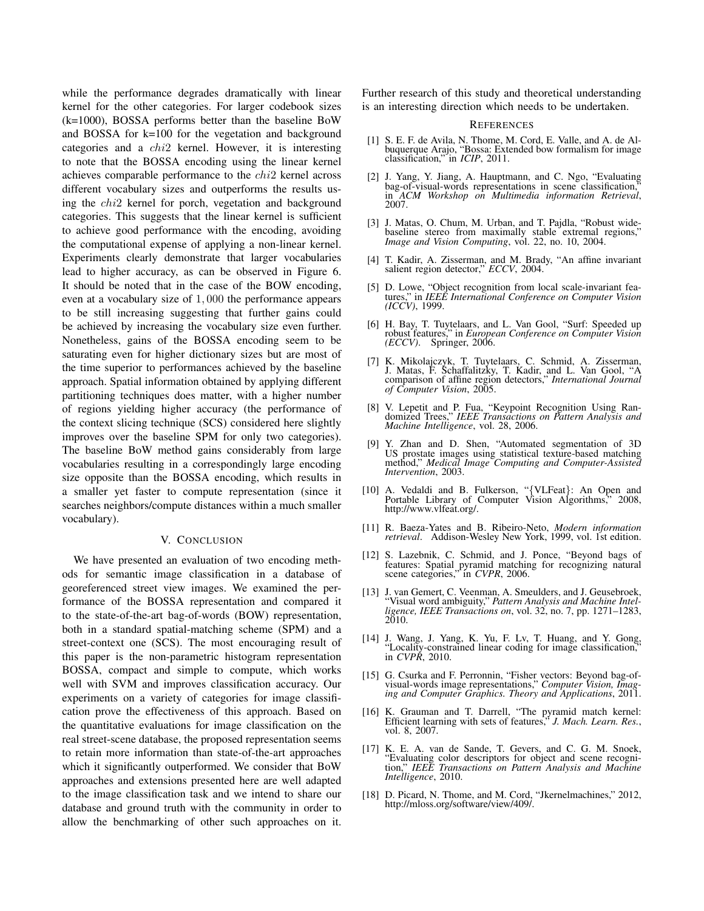while the performance degrades dramatically with linear kernel for the other categories. For larger codebook sizes (k=1000), BOSSA performs better than the baseline BoW and BOSSA for k=100 for the vegetation and background categories and a $chi2$ kernel. However, it is interesting to note that the BOSSA encoding using the linear kernel achieves comparable performance to the $chi2$ kernel across different vocabulary sizes and outperforms the results using the $chi2$ kernel for porch, vegetation and background categories. This suggests that the linear kernel is sufficient to achieve good performance with the encoding, avoiding the computational expense of applying a non-linear kernel. Experiments clearly demonstrate that larger vocabularies lead to higher accuracy, as can be observed in Figure 6. It should be noted that in the case of the BOW encoding, even at a vocabulary size of $1,000$ the performance appears to be still increasing suggesting that further gains could be achieved by increasing the vocabulary size even further. Nonetheless, gains of the BOSSA encoding seem to be saturating even for higher dictionary sizes but are most of the time superior to performances achieved by the baseline approach. Spatial information obtained by applying different partitioning techniques does matter, with a higher number of regions yielding higher accuracy (the performance of the context slicing technique (SCS) considered here slightly improves over the baseline SPM for only two categories). The baseline BoW method gains considerably from large vocabularies resulting in a correspondingly large encoding size opposite than the BOSSA encoding, which results in a smaller yet faster to compute representation (since it searches neighbors/compute distances within a much smaller vocabulary).

## V. Conclusion

We have presented an evaluation of two encoding methods for semantic image classification in a database of georeferenced street view images. We examined the performance of the BOSSA representation and compared it to the state-of-the-art bag-of-words (BOW) representation, both in a standard spatial-matching scheme (SPM) and a street-context one (SCS). The most encouraging result of this paper is the non-parametric histogram representation BOSSA, compact and simple to compute, which works well with SVM and improves classification accuracy. Our experiments on a variety of categories for image classification prove the effectiveness of this approach. Based on the quantitative evaluations for image classification on the real street-scene database, the proposed representation seems to retain more information than state-of-the-art approaches which it significantly outperformed. We consider that BoW approaches and extensions presented here are well adapted to the image classification task and we intend to share our database and ground truth with the community in order to allow the benchmarking of other such approaches on it. Further research of this study and theoretical understanding is an interesting direction which needs to be undertaken.

## References

[1] S. E. F. de Avila, N. Thome, M. Cord, E. Valle, and A. de Albuquerque Arajo, "Bossa: Extended bow formalism for image classification," in *ICIP*, 2011.

[2] J. Yang, Y. Jiang, A. Hauptmann, and C. Ngo, "Evaluating bag-of-visual-words representations in scene classification," in *ACM Workshop on Multimedia information Retrieval*, 2007.

[3] J. Matas, O. Chum, M. Urban, and T. Pajdla, "Robust wide-baseline stereo from maximally stable extremal regions," *Image and Vision Computing*, vol. 22, no. 10, 2004.

[4] T. Kadir, A. Zisserman, and M. Brady, "An affine invariant salient region detector," *ECCV*, 2004.

[5] D. Lowe, "Object recognition from local scale-invariant features," in *IEEE International Conference on Computer Vision (ICCV)*, 1999.

[6] H. Bay, T. Tuytelaars, and L. Van Gool, "Surf: Speeded up robust features," in *European Conference on Computer Vision (ECCV)*. Springer, 2006.

[7] K. Mikolajczyk, T. Tuytelaars, C. Schmid, A. Zisserman, J. Matas, F. Schaffalitzky, T. Kadir, and L. Van Gool, "A comparison of affine region detectors," *International Journal of Computer Vision*, 2005.

[8] V. Lepetit and P. Fua, "Keypoint Recognition Using Randomized Trees," *IEEE Transactions on Pattern Analysis and Machine Intelligence*, vol. 28, 2006.

[9] Y. Zhan and D. Shen, "Automated segmentation of 3D US prostate images using statistical texture-based matching method," *Medical Image Computing and Computer-Assisted Intervention*, 2003.

[10] A. Vedaldi and B. Fulkerson, "{VLFeat}: An Open and Portable Library of Computer Vision Algorithms," 2008, http://www.vlfeat.org/.

[11] R. Baeza-Yates and B. Ribeiro-Neto, *Modern information retrieval*. Addison-Wesley New York, 1999, vol. 1st edition.

[12] S. Lazebnik, C. Schmid, and J. Ponce, "Beyond bags of features: Spatial pyramid matching for recognizing natural scene categories," in *CVPR*, 2006.

[13] J. van Gemert, C. Veenman, A. Smeulders, and J. Geusebroek, "Visual word ambiguity," *Pattern Analysis and Machine Intelligence, IEEE Transactions on*, vol. 32, no. 7, pp. 1271–1283, 2010.

[14] J. Wang, J. Yang, K. Yu, F. Lv, T. Huang, and Y. Gong, "Locality-constrained linear coding for image classification," in *CVPR*, 2010.

[15] G. Csurka and F. Perronnin, "Fisher vectors: Beyond bag-of-visual-words image representations," *Computer Vision, Imaging and Computer Graphics. Theory and Applications*, 2011.

[16] K. Grauman and T. Darrell, "The pyramid match kernel: Efficient learning with sets of features," *J. Mach. Learn. Res.*, vol. 8, 2007.

[17] K. E. A. van de Sande, T. Gevers, and C. G. M. Snoek, "Evaluating color descriptors for object and scene recognition," *IEEE Transactions on Pattern Analysis and Machine Intelligence*, 2010.

[18] D. Picard, N. Thome, and M. Cord, "Jkernelmachines," 2012, http://mloss.org/software/view/409/.